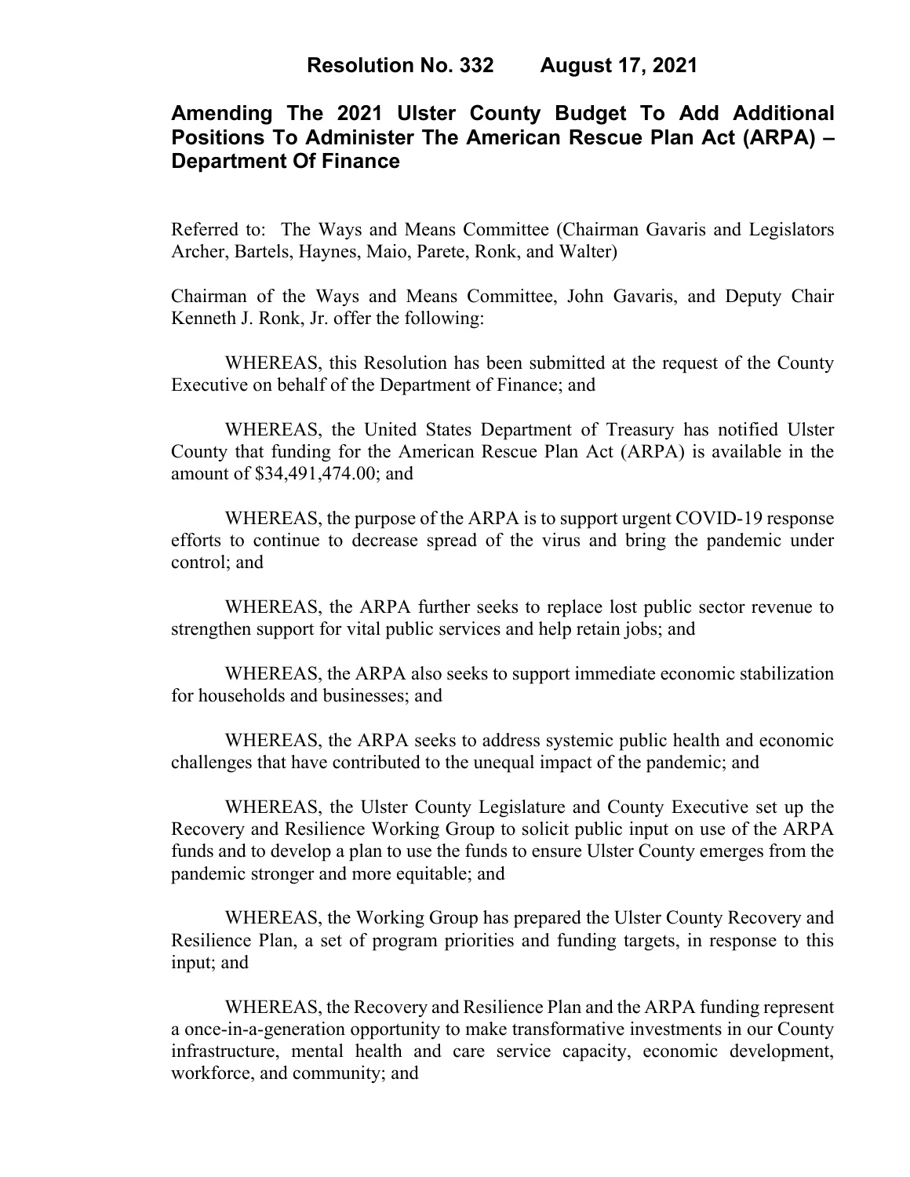## Resolution No. 332 August 17, 2021

# Amending The 2021 Ulster County Budget To Add Additional Positions To Administer The American Rescue Plan Act (ARPA) – Department Of Finance

Referred to: The Ways and Means Committee (Chairman Gavaris and Legislators Archer, Bartels, Haynes, Maio, Parete, Ronk, and Walter)

Chairman of the Ways and Means Committee, John Gavaris, and Deputy Chair Kenneth J. Ronk, Jr. offer the following:

WHEREAS, this Resolution has been submitted at the request of the County Executive on behalf of the Department of Finance; and

WHEREAS, the United States Department of Treasury has notified Ulster County that funding for the American Rescue Plan Act (ARPA) is available in the amount of $34,491,474.00; and

WHEREAS, the purpose of the ARPA is to support urgent COVID-19 response efforts to continue to decrease spread of the virus and bring the pandemic under control; and

WHEREAS, the ARPA further seeks to replace lost public sector revenue to strengthen support for vital public services and help retain jobs; and

WHEREAS, the ARPA also seeks to support immediate economic stabilization for households and businesses; and

WHEREAS, the ARPA seeks to address systemic public health and economic challenges that have contributed to the unequal impact of the pandemic; and

WHEREAS, the Ulster County Legislature and County Executive set up the Recovery and Resilience Working Group to solicit public input on use of the ARPA funds and to develop a plan to use the funds to ensure Ulster County emerges from the pandemic stronger and more equitable; and

WHEREAS, the Working Group has prepared the Ulster County Recovery and Resilience Plan, a set of program priorities and funding targets, in response to this input; and

WHEREAS, the Recovery and Resilience Plan and the ARPA funding represent a once-in-a-generation opportunity to make transformative investments in our County infrastructure, mental health and care service capacity, economic development, workforce, and community; and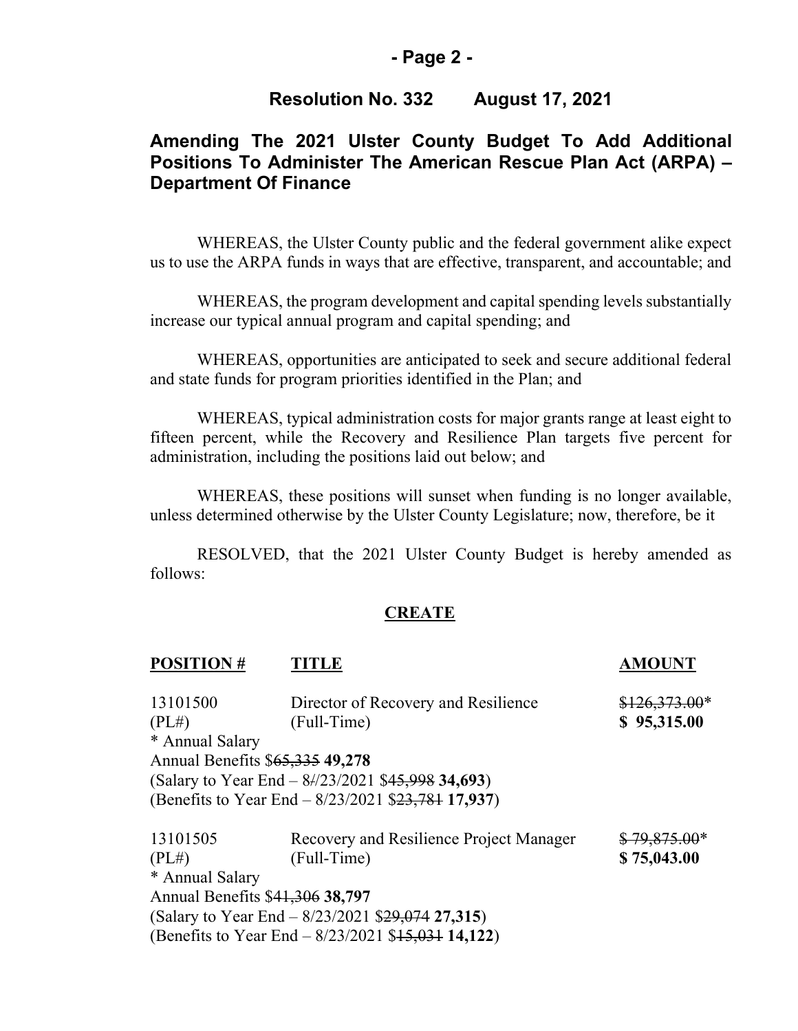## Resolution No. 332 August 17, 2021

## Amending The 2021 Ulster County Budget To Add Additional Positions To Administer The American Rescue Plan Act (ARPA) – Department Of Finance

WHEREAS, the Ulster County public and the federal government alike expect us to use the ARPA funds in ways that are effective, transparent, and accountable; and

WHEREAS, the program development and capital spending levels substantially increase our typical annual program and capital spending; and

WHEREAS, opportunities are anticipated to seek and secure additional federal and state funds for program priorities identified in the Plan; and

WHEREAS, typical administration costs for major grants range at least eight to fifteen percent, while the Recovery and Resilience Plan targets five percent for administration, including the positions laid out below; and

WHEREAS, these positions will sunset when funding is no longer available, unless determined otherwise by the Ulster County Legislature; now, therefore, be it

RESOLVED, that the 2021 Ulster County Budget is hereby amended as follows:

**CREATE**

| POSITION # | TITLE | AMOUNT |
|---|---|---|
| 13101500 (PL#) | Director of Recovery and Resilience (Full-Time) | ~~$126,373.00~~* **$ 95,315.00** |

\* Annual Salary
Annual Benefits $~~65,335~~ **49,278**
(Salary to Year End – 8/23/2021 $~~45,998~~ **34,693**)
(Benefits to Year End – 8/23/2021 $~~23,781~~ **17,937**)

| POSITION # | TITLE | AMOUNT |
|---|---|---|
| 13101505 (PL#) | Recovery and Resilience Project Manager (Full-Time) | ~~$ 79,875.00~~* **$ 75,043.00** |

\* Annual Salary
Annual Benefits $~~41,306~~ **38,797**
(Salary to Year End – 8/23/2021 $~~29,074~~ **27,315**)
(Benefits to Year End – 8/23/2021 $~~15,031~~ **14,122**)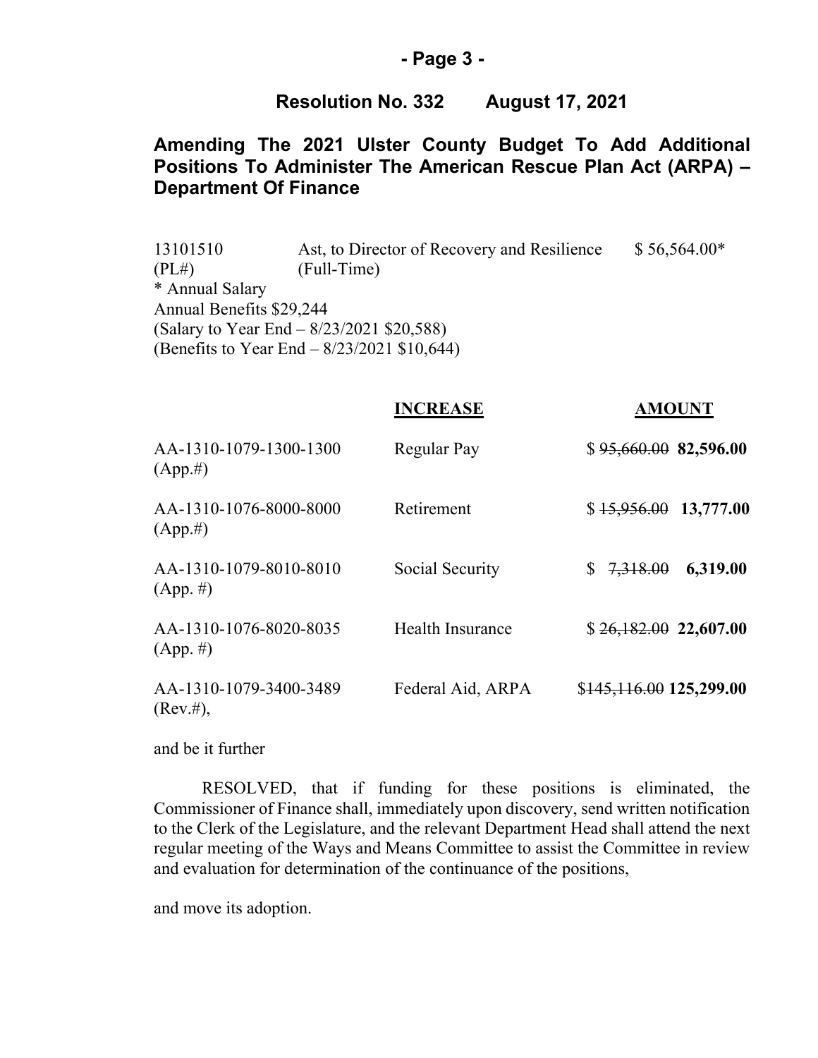## Resolution No. 332 August 17, 2021

## Amending The 2021 Ulster County Budget To Add Additional Positions To Administer The American Rescue Plan Act (ARPA) – Department Of Finance

| | | |
|---|---|---|
| 13101510 (PL#) | Ast, to Director of Recovery and Resilience (Full-Time) | $ 56,564.00* |

\* Annual Salary
Annual Benefits $29,244
(Salary to Year End – 8/23/2021 $20,588)
(Benefits to Year End – 8/23/2021 $10,644)

| | INCREASE | AMOUNT |
|---|---|---|
| AA-1310-1079-1300-1300 (App.#) | Regular Pay | $ ~~95,660.00~~ **82,596.00** |
| AA-1310-1076-8000-8000 (App.#) | Retirement | $ ~~15,956.00~~ **13,777.00** |
| AA-1310-1079-8010-8010 (App. #) | Social Security | $ ~~7,318.00~~ **6,319.00** |
| AA-1310-1076-8020-8035 (App. #) | Health Insurance | $ ~~26,182.00~~ **22,607.00** |
| AA-1310-1079-3400-3489 (Rev.#), | Federal Aid, ARPA | $~~145,116.00~~ **125,299.00** |

and be it further

RESOLVED, that if funding for these positions is eliminated, the Commissioner of Finance shall, immediately upon discovery, send written notification to the Clerk of the Legislature, and the relevant Department Head shall attend the next regular meeting of the Ways and Means Committee to assist the Committee in review and evaluation for determination of the continuance of the positions,

and move its adoption.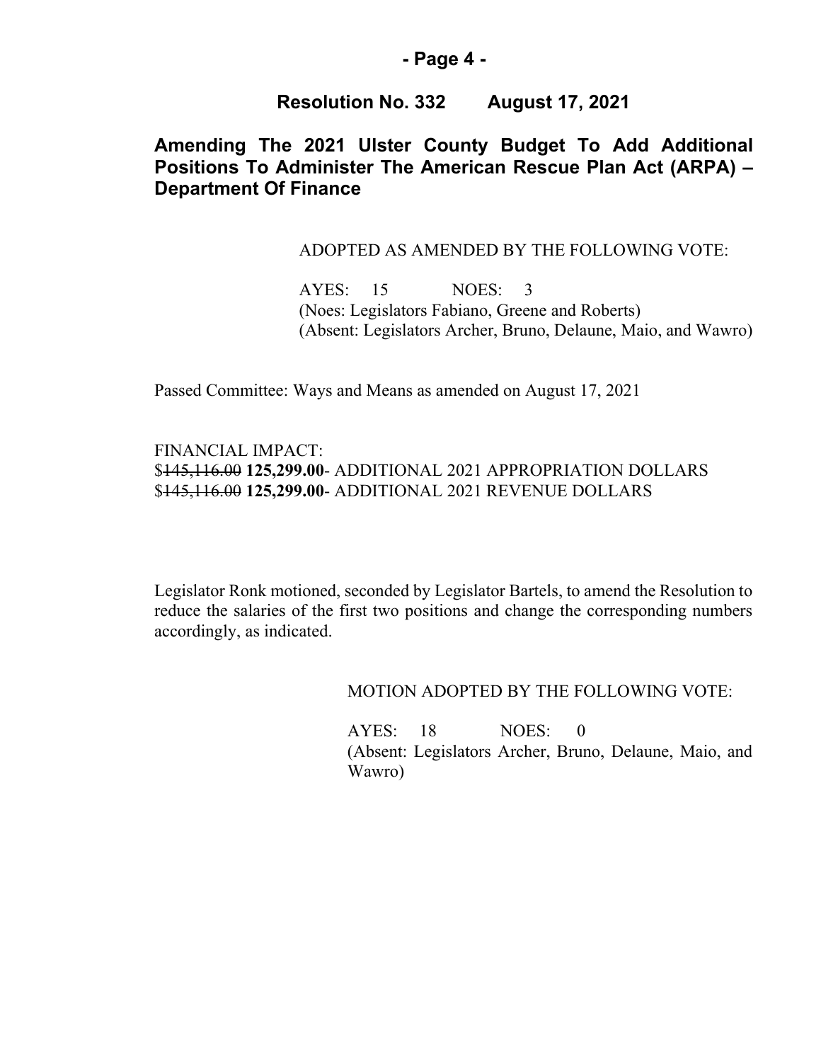## Resolution No. 332 August 17, 2021

## Amending The 2021 Ulster County Budget To Add Additional Positions To Administer The American Rescue Plan Act (ARPA) – Department Of Finance

ADOPTED AS AMENDED BY THE FOLLOWING VOTE:

AYES: 15 NOES: 3
(Noes: Legislators Fabiano, Greene and Roberts)
(Absent: Legislators Archer, Bruno, Delaune, Maio, and Wawro)

Passed Committee: Ways and Means as amended on August 17, 2021

FINANCIAL IMPACT:
$~~145,116.00~~ **125,299.00**- ADDITIONAL 2021 APPROPRIATION DOLLARS
$~~145,116.00~~ **125,299.00**- ADDITIONAL 2021 REVENUE DOLLARS

Legislator Ronk motioned, seconded by Legislator Bartels, to amend the Resolution to reduce the salaries of the first two positions and change the corresponding numbers accordingly, as indicated.

MOTION ADOPTED BY THE FOLLOWING VOTE:

AYES: 18 NOES: 0
(Absent: Legislators Archer, Bruno, Delaune, Maio, and Wawro)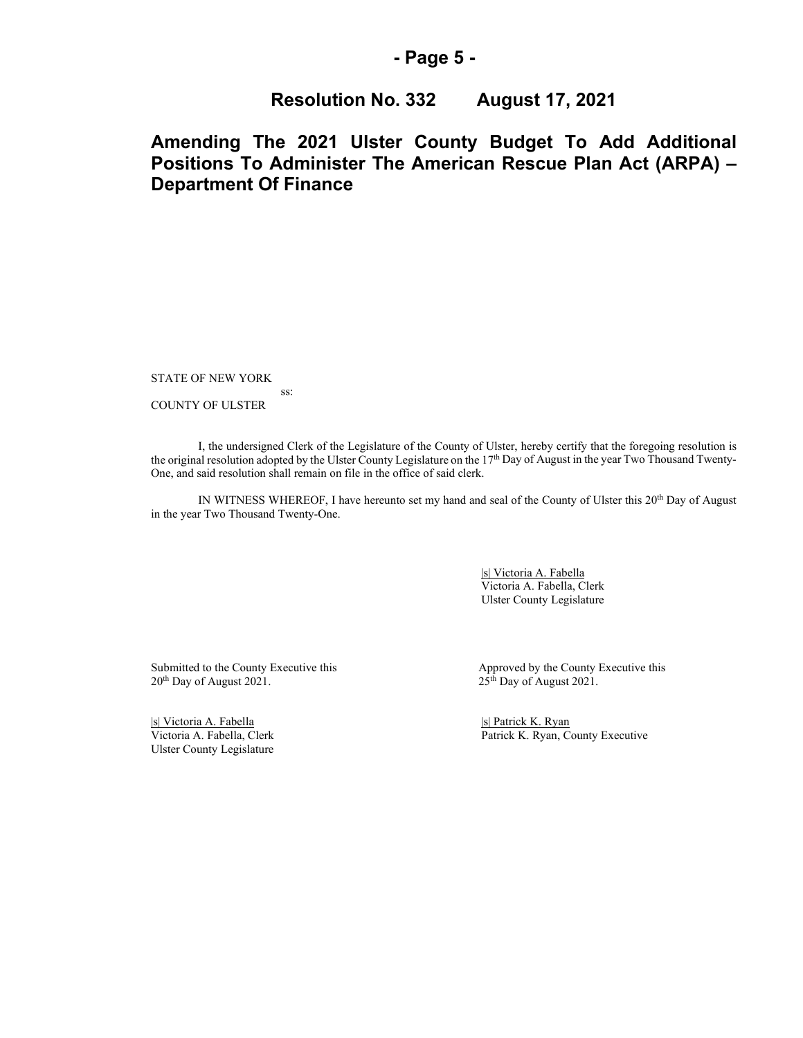## Resolution No. 332 August 17, 2021

# Amending The 2021 Ulster County Budget To Add Additional Positions To Administer The American Rescue Plan Act (ARPA) – Department Of Finance

STATE OF NEW YORK
ss:
COUNTY OF ULSTER

I, the undersigned Clerk of the Legislature of the County of Ulster, hereby certify that the foregoing resolution is the original resolution adopted by the Ulster County Legislature on the 17th Day of August in the year Two Thousand Twenty-One, and said resolution shall remain on file in the office of said clerk.

IN WITNESS WHEREOF, I have hereunto set my hand and seal of the County of Ulster this 20th Day of August in the year Two Thousand Twenty-One.

|s| Victoria A. Fabella
Victoria A. Fabella, Clerk
Ulster County Legislature

Submitted to the County Executive this 20th Day of August 2021.

|s| Victoria A. Fabella
Victoria A. Fabella, Clerk
Ulster County Legislature

Approved by the County Executive this 25th Day of August 2021.

|s| Patrick K. Ryan
Patrick K. Ryan, County Executive